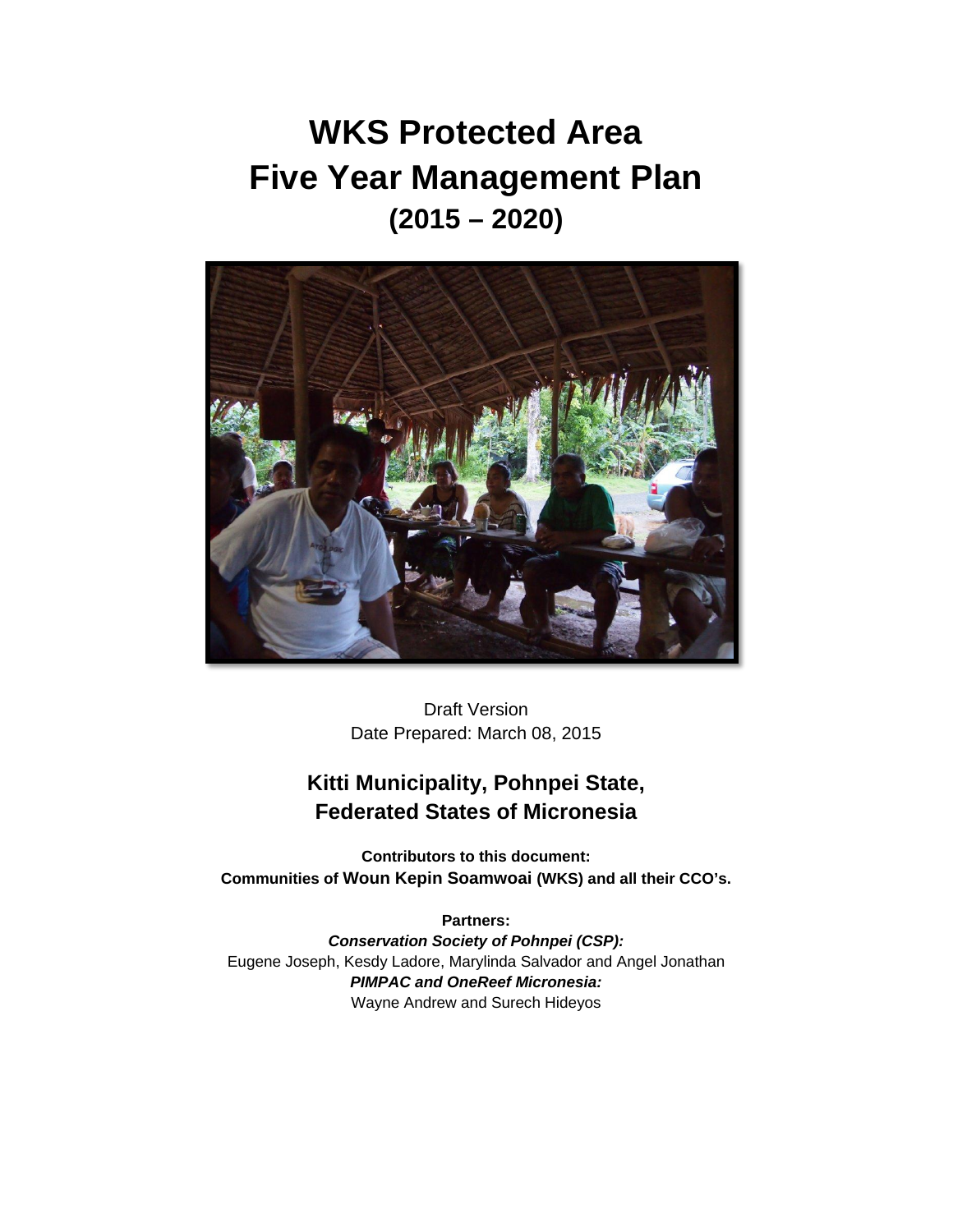# WKS Protected Area
# Five Year Management Plan
## (2015 – 2020)

Draft Version
Date Prepared: March 08, 2015

### Kitti Municipality, Pohnpei State, Federated States of Micronesia

**Contributors to this document:**
**Communities of Woun Kepin Soamwoai (WKS) and all their CCO's.**

**Partners:**
***Conservation Society of Pohnpei (CSP):***
Eugene Joseph, Kesdy Ladore, Marylinda Salvador and Angel Jonathan
***PIMPAC and OneReef Micronesia:***
Wayne Andrew and Surech Hideyos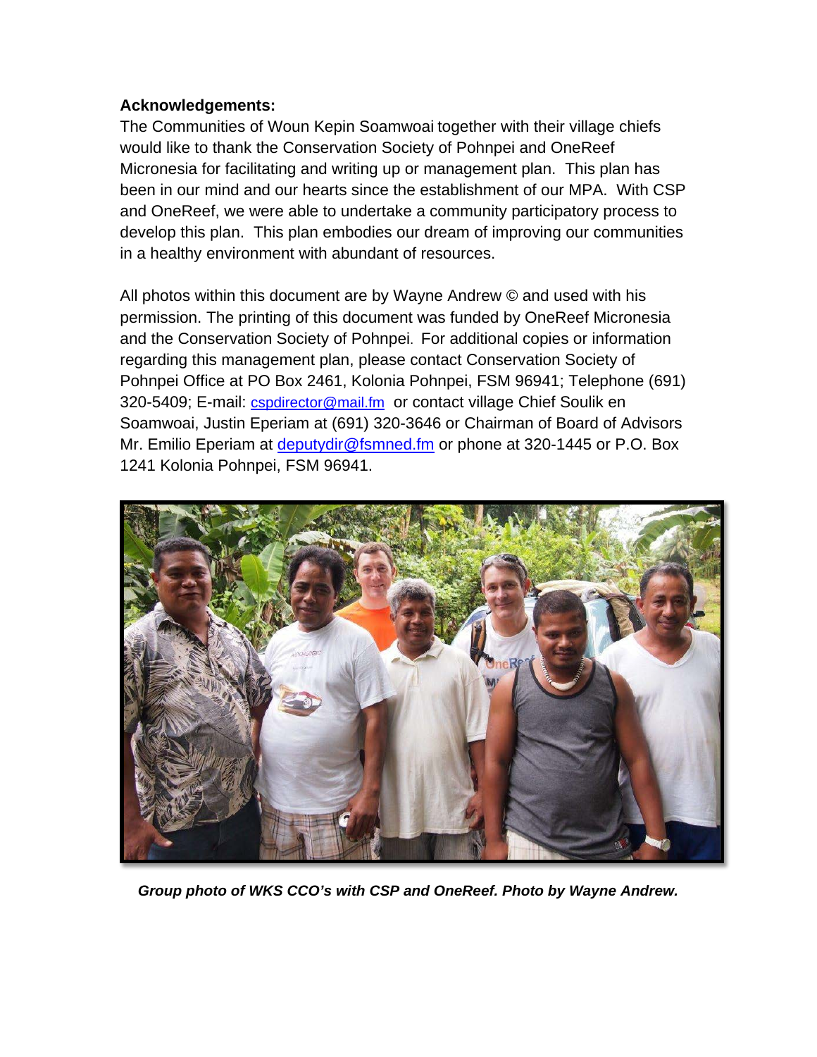**Acknowledgements:**

The Communities of Woun Kepin Soamwoai together with their village chiefs would like to thank the Conservation Society of Pohnpei and OneReef Micronesia for facilitating and writing up or management plan. This plan has been in our mind and our hearts since the establishment of our MPA. With CSP and OneReef, we were able to undertake a community participatory process to develop this plan. This plan embodies our dream of improving our communities in a healthy environment with abundant of resources.

All photos within this document are by Wayne Andrew © and used with his permission. The printing of this document was funded by OneReef Micronesia and the Conservation Society of Pohnpei. For additional copies or information regarding this management plan, please contact Conservation Society of Pohnpei Office at PO Box 2461, Kolonia Pohnpei, FSM 96941; Telephone (691) 320-5409; E-mail: cspdirector@mail.fm or contact village Chief Soulik en Soamwoai, Justin Eperiam at (691) 320-3646 or Chairman of Board of Advisors Mr. Emilio Eperiam at deputydir@fsmned.fm or phone at 320-1445 or P.O. Box 1241 Kolonia Pohnpei, FSM 96941.

***Group photo of WKS CCO's with CSP and OneReef. Photo by Wayne Andrew.***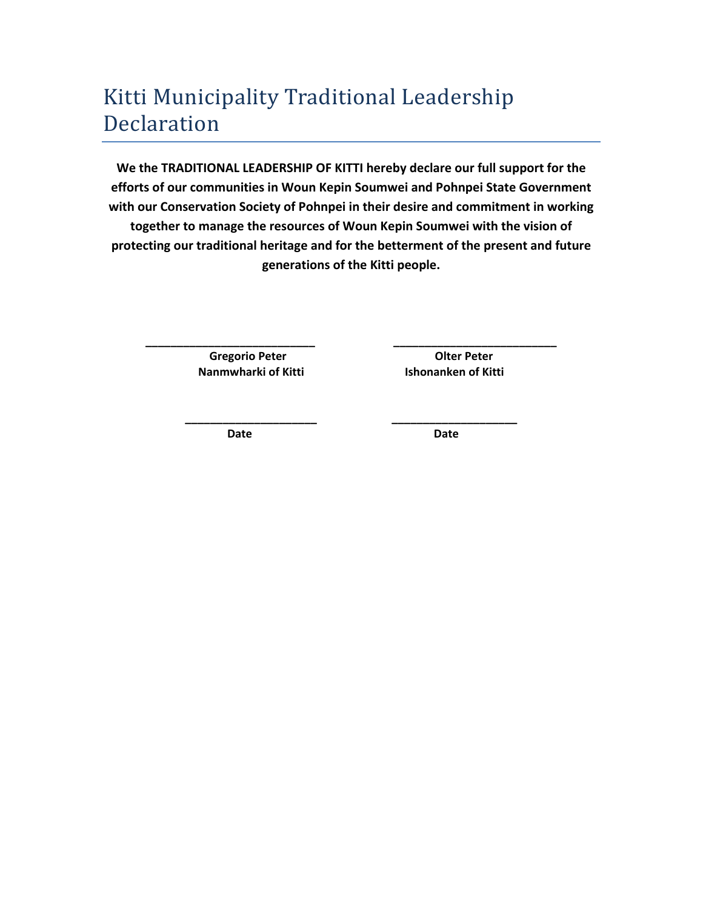# Kitti Municipality Traditional Leadership Declaration

**We the TRADITIONAL LEADERSHIP OF KITTI hereby declare our full support for the efforts of our communities in Woun Kepin Soumwei and Pohnpei State Government with our Conservation Society of Pohnpei in their desire and commitment in working together to manage the resources of Woun Kepin Soumwei with the vision of protecting our traditional heritage and for the betterment of the present and future generations of the Kitti people.**

| | |
|---|---|
| ___________________________ | ___________________________ |
| **Gregorio Peter** | **Olter Peter** |
| **Nanmwharki of Kitti** | **Ishonanken of Kitti** |
| ____________________ | ____________________ |
| **Date** | **Date** |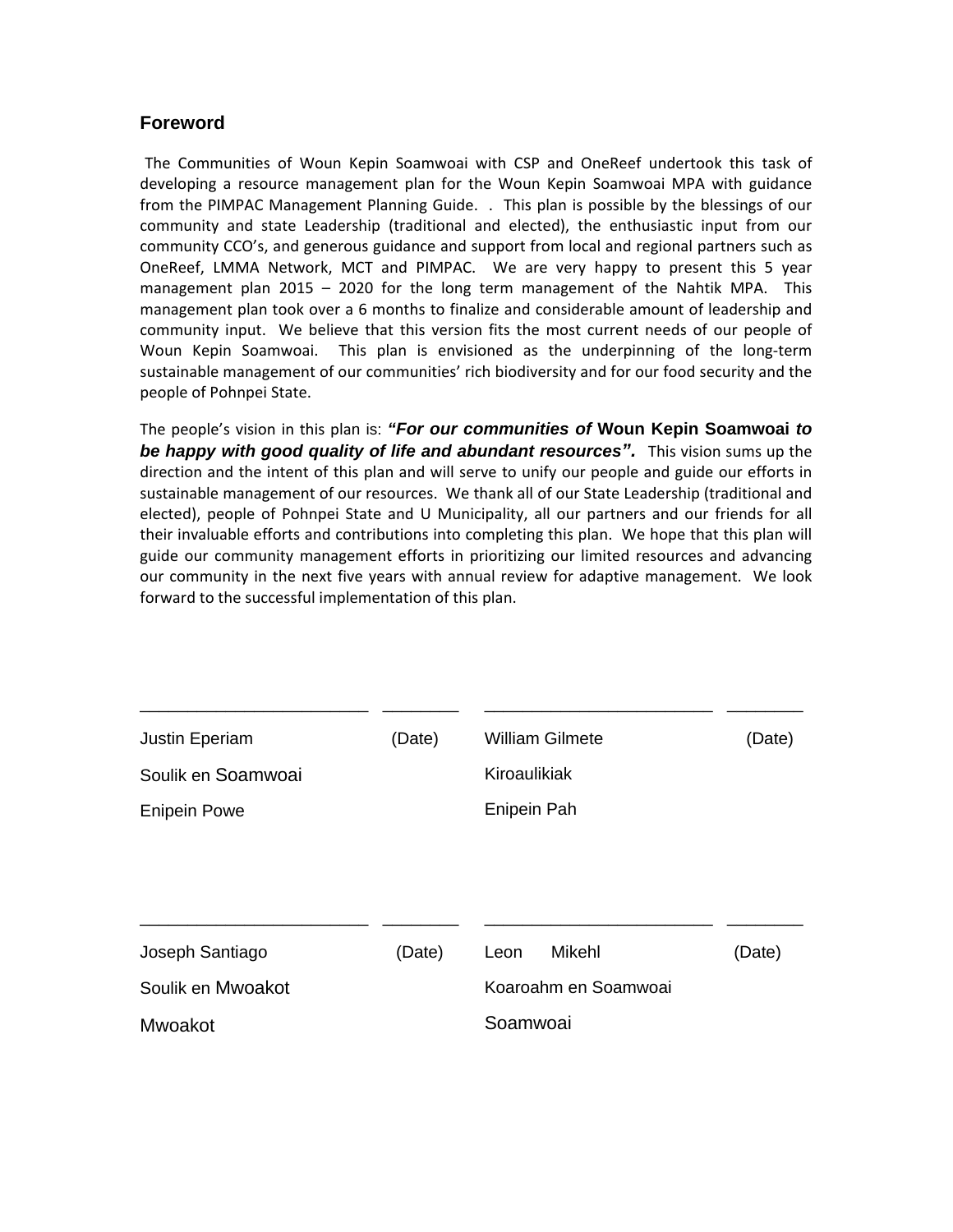## Foreword

The Communities of Woun Kepin Soamwoai with CSP and OneReef undertook this task of developing a resource management plan for the Woun Kepin Soamwoai MPA with guidance from the PIMPAC Management Planning Guide. . This plan is possible by the blessings of our community and state Leadership (traditional and elected), the enthusiastic input from our community CCO's, and generous guidance and support from local and regional partners such as OneReef, LMMA Network, MCT and PIMPAC. We are very happy to present this 5 year management plan 2015 – 2020 for the long term management of the Nahtik MPA. This management plan took over a 6 months to finalize and considerable amount of leadership and community input. We believe that this version fits the most current needs of our people of Woun Kepin Soamwoai. This plan is envisioned as the underpinning of the long-term sustainable management of our communities' rich biodiversity and for our food security and the people of Pohnpei State.

The people's vision in this plan is: ***"For our communities of* Woun Kepin Soamwoai *to be happy with good quality of life and abundant resources".*** This vision sums up the direction and the intent of this plan and will serve to unify our people and guide our efforts in sustainable management of our resources. We thank all of our State Leadership (traditional and elected), people of Pohnpei State and U Municipality, all our partners and our friends for all their invaluable efforts and contributions into completing this plan. We hope that this plan will guide our community management efforts in prioritizing our limited resources and advancing our community in the next five years with annual review for adaptive management. We look forward to the successful implementation of this plan.

| | | | |
|---|---|---|---|
| \_\_\_\_\_\_\_\_\_\_\_\_\_\_\_\_\_\_\_\_\_\_\_\_ | \_\_\_\_\_\_\_\_ | \_\_\_\_\_\_\_\_\_\_\_\_\_\_\_\_\_\_\_\_\_\_\_\_ | \_\_\_\_\_\_\_\_ |
| Justin Eperiam | (Date) | William Gilmete | (Date) |
| Soulik en Soamwoai | | Kiroaulikiak | |
| Enipein Powe | | Enipein Pah | |
| \_\_\_\_\_\_\_\_\_\_\_\_\_\_\_\_\_\_\_\_\_\_\_\_ | \_\_\_\_\_\_\_\_ | \_\_\_\_\_\_\_\_\_\_\_\_\_\_\_\_\_\_\_\_\_\_\_\_ | \_\_\_\_\_\_\_\_ |
| Joseph Santiago | (Date) | Leon Mikehl | (Date) |
| Soulik en Mwoakot | | Koaroahm en Soamwoai | |
| Mwoakot | | Soamwoai | |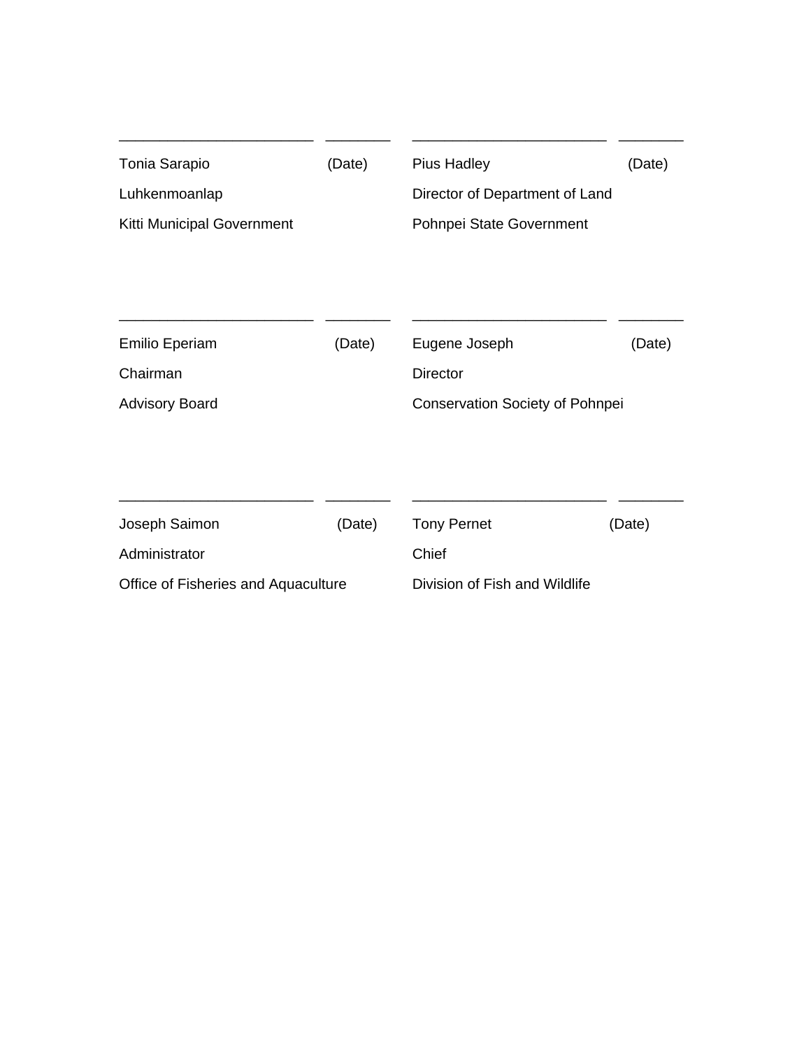________________________ ________ ________________________ ________

| | | | |
|---|---|---|---|
| Tonia Sarapio | (Date) | Pius Hadley | (Date) |
| Luhkenmoanlap | | Director of Department of Land | |
| Kitti Municipal Government | | Pohnpei State Government | |

________________________ ________ ________________________ ________

| | | | |
|---|---|---|---|
| Emilio Eperiam | (Date) | Eugene Joseph | (Date) |
| Chairman | | Director | |
| Advisory Board | | Conservation Society of Pohnpei | |

________________________ ________ ________________________ ________

| | | | |
|---|---|---|---|
| Joseph Saimon | (Date) | Tony Pernet | (Date) |
| Administrator | | Chief | |
| Office of Fisheries and Aquaculture | | Division of Fish and Wildlife | |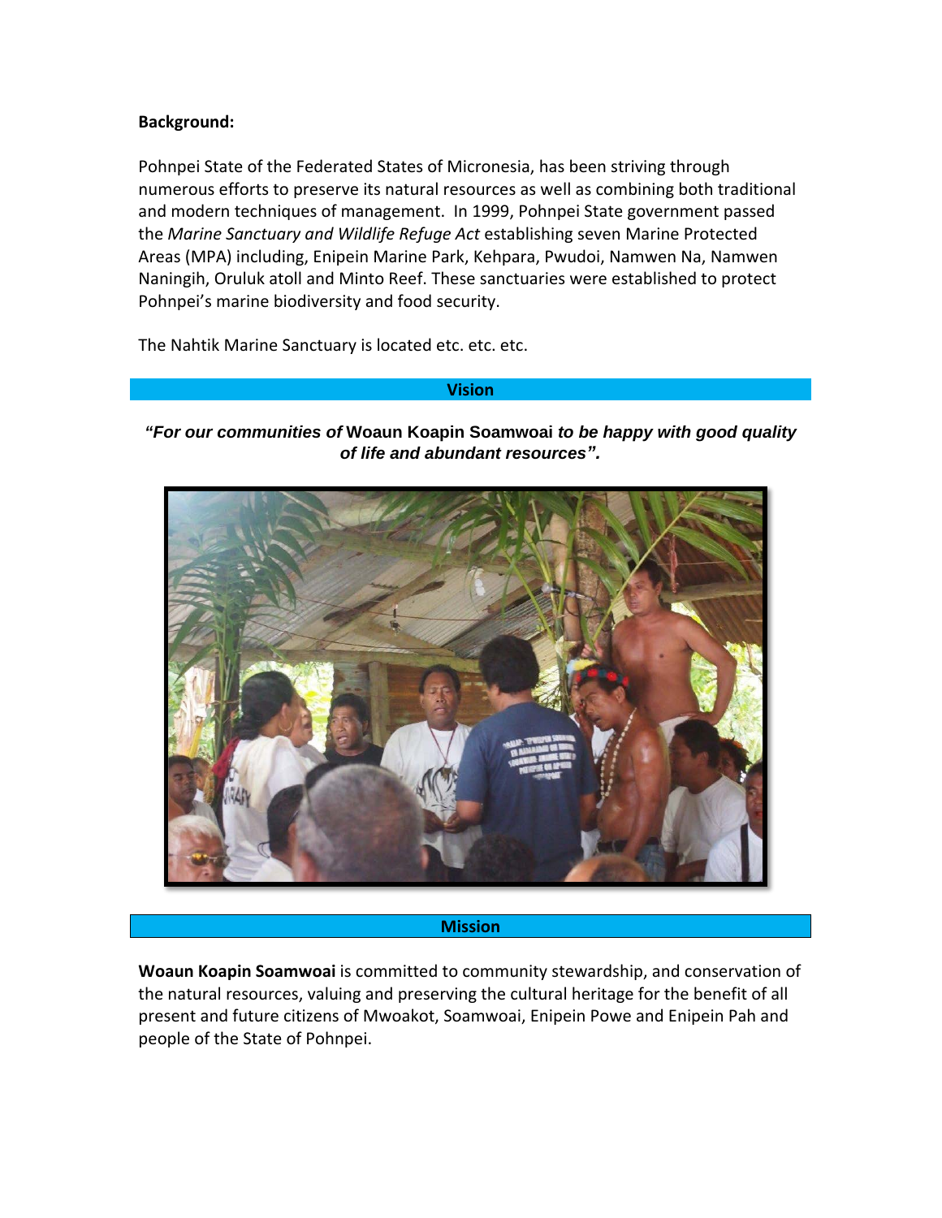**Background:**

Pohnpei State of the Federated States of Micronesia, has been striving through numerous efforts to preserve its natural resources as well as combining both traditional and modern techniques of management. In 1999, Pohnpei State government passed the *Marine Sanctuary and Wildlife Refuge Act* establishing seven Marine Protected Areas (MPA) including, Enipein Marine Park, Kehpara, Pwudoi, Namwen Na, Namwen Naningih, Oruluk atoll and Minto Reef. These sanctuaries were established to protect Pohnpei's marine biodiversity and food security.

The Nahtik Marine Sanctuary is located etc. etc. etc.

## Vision

***"For our communities of* Woaun Koapin Soamwoai *to be happy with good quality of life and abundant resources".***

## Mission

**Woaun Koapin Soamwoai** is committed to community stewardship, and conservation of the natural resources, valuing and preserving the cultural heritage for the benefit of all present and future citizens of Mwoakot, Soamwoai, Enipein Powe and Enipein Pah and people of the State of Pohnpei.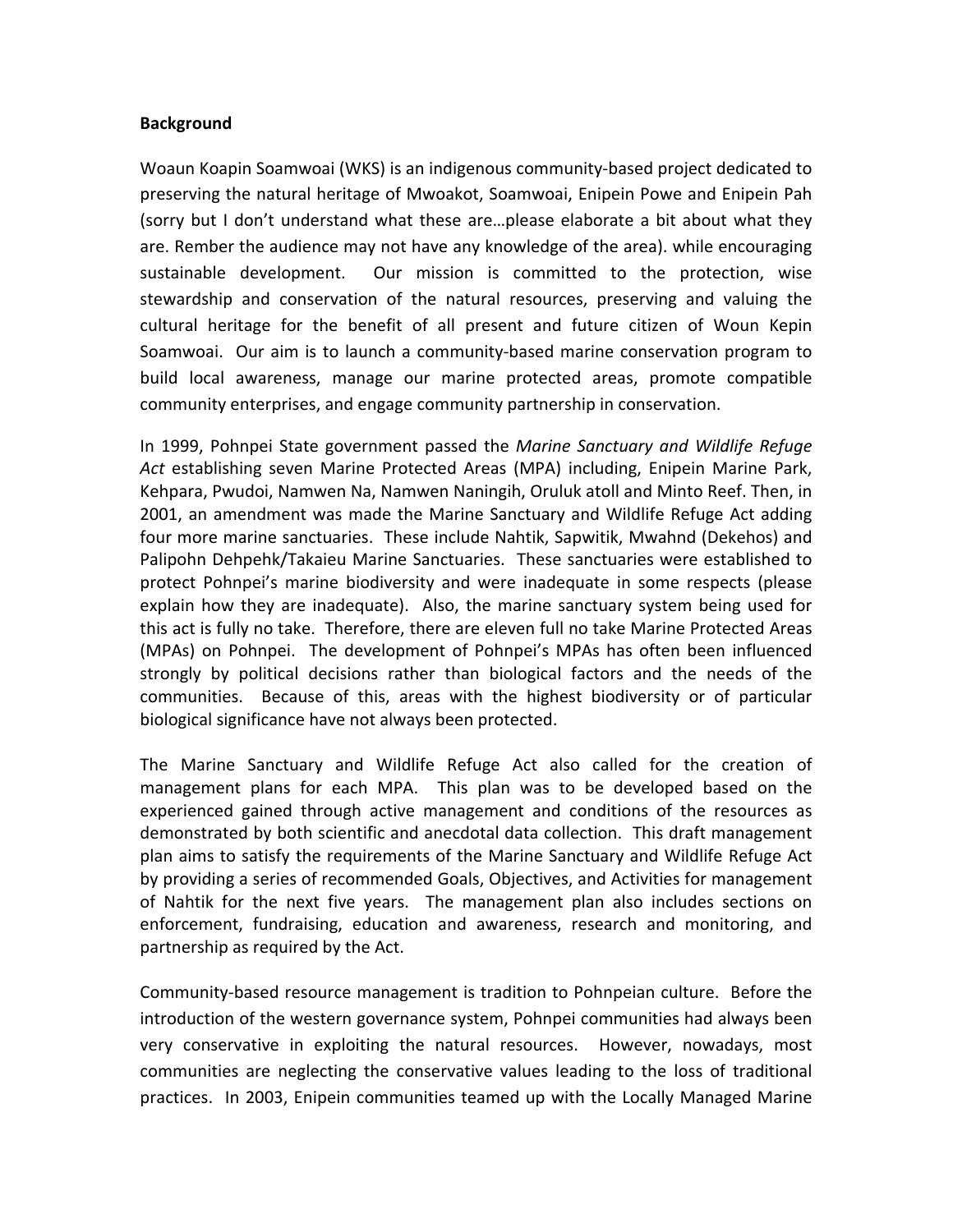**Background**

Woaun Koapin Soamwoai (WKS) is an indigenous community-based project dedicated to preserving the natural heritage of Mwoakot, Soamwoai, Enipein Powe and Enipein Pah (sorry but I don't understand what these are…please elaborate a bit about what they are. Rember the audience may not have any knowledge of the area). while encouraging sustainable development. Our mission is committed to the protection, wise stewardship and conservation of the natural resources, preserving and valuing the cultural heritage for the benefit of all present and future citizen of Woun Kepin Soamwoai. Our aim is to launch a community-based marine conservation program to build local awareness, manage our marine protected areas, promote compatible community enterprises, and engage community partnership in conservation.

In 1999, Pohnpei State government passed the *Marine Sanctuary and Wildlife Refuge Act* establishing seven Marine Protected Areas (MPA) including, Enipein Marine Park, Kehpara, Pwudoi, Namwen Na, Namwen Naningih, Oruluk atoll and Minto Reef. Then, in 2001, an amendment was made the Marine Sanctuary and Wildlife Refuge Act adding four more marine sanctuaries. These include Nahtik, Sapwitik, Mwahnd (Dekehos) and Palipohn Dehpehk/Takaieu Marine Sanctuaries. These sanctuaries were established to protect Pohnpei's marine biodiversity and were inadequate in some respects (please explain how they are inadequate). Also, the marine sanctuary system being used for this act is fully no take. Therefore, there are eleven full no take Marine Protected Areas (MPAs) on Pohnpei. The development of Pohnpei's MPAs has often been influenced strongly by political decisions rather than biological factors and the needs of the communities. Because of this, areas with the highest biodiversity or of particular biological significance have not always been protected.

The Marine Sanctuary and Wildlife Refuge Act also called for the creation of management plans for each MPA. This plan was to be developed based on the experienced gained through active management and conditions of the resources as demonstrated by both scientific and anecdotal data collection. This draft management plan aims to satisfy the requirements of the Marine Sanctuary and Wildlife Refuge Act by providing a series of recommended Goals, Objectives, and Activities for management of Nahtik for the next five years. The management plan also includes sections on enforcement, fundraising, education and awareness, research and monitoring, and partnership as required by the Act.

Community-based resource management is tradition to Pohnpeian culture. Before the introduction of the western governance system, Pohnpei communities had always been very conservative in exploiting the natural resources. However, nowadays, most communities are neglecting the conservative values leading to the loss of traditional practices. In 2003, Enipein communities teamed up with the Locally Managed Marine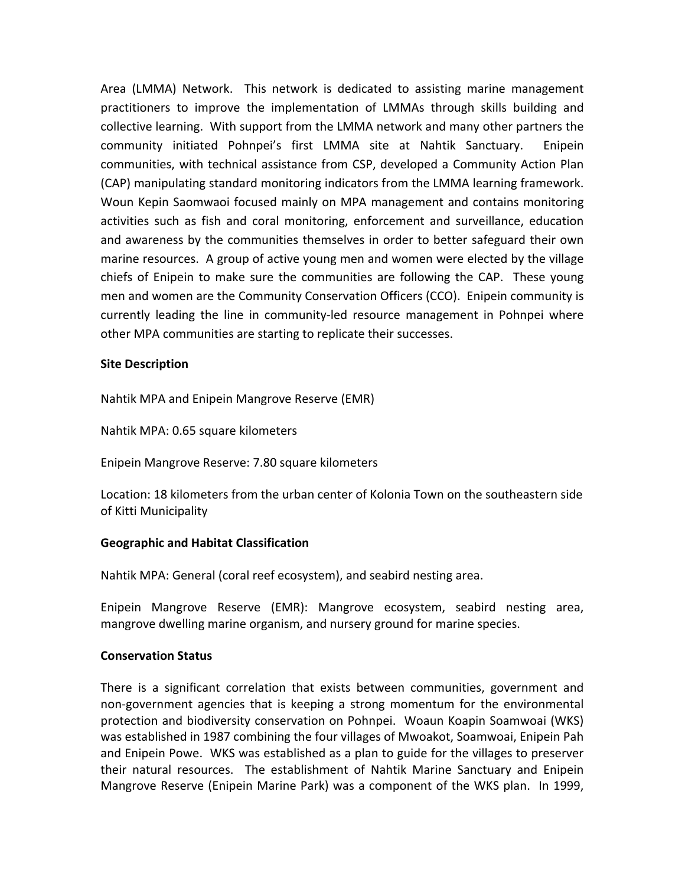Area (LMMA) Network. This network is dedicated to assisting marine management practitioners to improve the implementation of LMMAs through skills building and collective learning. With support from the LMMA network and many other partners the community initiated Pohnpei's first LMMA site at Nahtik Sanctuary. Enipein communities, with technical assistance from CSP, developed a Community Action Plan (CAP) manipulating standard monitoring indicators from the LMMA learning framework. Woun Kepin Saomwaoi focused mainly on MPA management and contains monitoring activities such as fish and coral monitoring, enforcement and surveillance, education and awareness by the communities themselves in order to better safeguard their own marine resources. A group of active young men and women were elected by the village chiefs of Enipein to make sure the communities are following the CAP. These young men and women are the Community Conservation Officers (CCO). Enipein community is currently leading the line in community-led resource management in Pohnpei where other MPA communities are starting to replicate their successes.

**Site Description**

Nahtik MPA and Enipein Mangrove Reserve (EMR)

Nahtik MPA: 0.65 square kilometers

Enipein Mangrove Reserve: 7.80 square kilometers

Location: 18 kilometers from the urban center of Kolonia Town on the southeastern side of Kitti Municipality

**Geographic and Habitat Classification**

Nahtik MPA: General (coral reef ecosystem), and seabird nesting area.

Enipein Mangrove Reserve (EMR): Mangrove ecosystem, seabird nesting area, mangrove dwelling marine organism, and nursery ground for marine species.

**Conservation Status**

There is a significant correlation that exists between communities, government and non-government agencies that is keeping a strong momentum for the environmental protection and biodiversity conservation on Pohnpei. Woaun Koapin Soamwoai (WKS) was established in 1987 combining the four villages of Mwoakot, Soamwoai, Enipein Pah and Enipein Powe. WKS was established as a plan to guide for the villages to preserver their natural resources. The establishment of Nahtik Marine Sanctuary and Enipein Mangrove Reserve (Enipein Marine Park) was a component of the WKS plan. In 1999,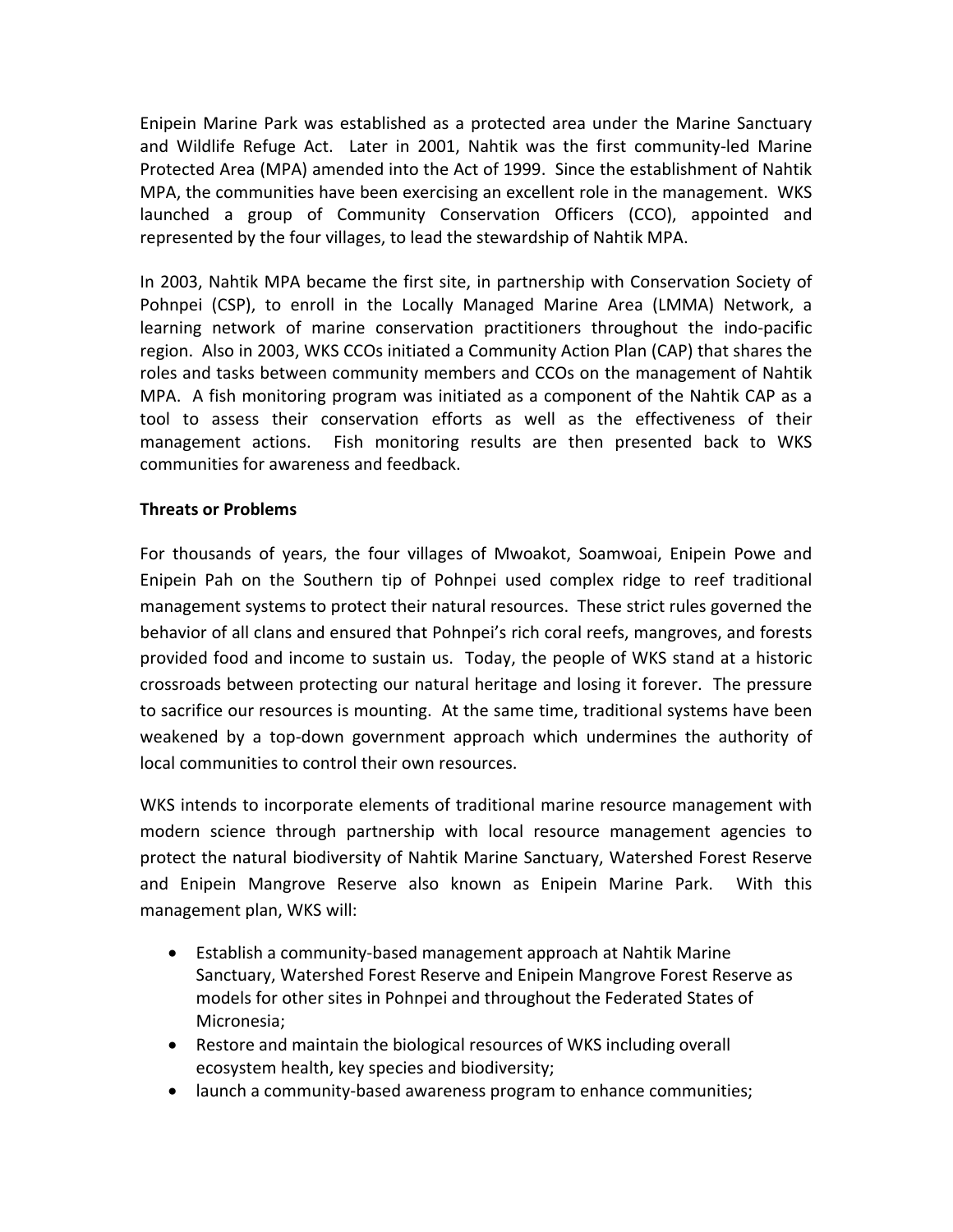Enipein Marine Park was established as a protected area under the Marine Sanctuary and Wildlife Refuge Act. Later in 2001, Nahtik was the first community-led Marine Protected Area (MPA) amended into the Act of 1999. Since the establishment of Nahtik MPA, the communities have been exercising an excellent role in the management. WKS launched a group of Community Conservation Officers (CCO), appointed and represented by the four villages, to lead the stewardship of Nahtik MPA.

In 2003, Nahtik MPA became the first site, in partnership with Conservation Society of Pohnpei (CSP), to enroll in the Locally Managed Marine Area (LMMA) Network, a learning network of marine conservation practitioners throughout the indo-pacific region. Also in 2003, WKS CCOs initiated a Community Action Plan (CAP) that shares the roles and tasks between community members and CCOs on the management of Nahtik MPA. A fish monitoring program was initiated as a component of the Nahtik CAP as a tool to assess their conservation efforts as well as the effectiveness of their management actions. Fish monitoring results are then presented back to WKS communities for awareness and feedback.

**Threats or Problems**

For thousands of years, the four villages of Mwoakot, Soamwoai, Enipein Powe and Enipein Pah on the Southern tip of Pohnpei used complex ridge to reef traditional management systems to protect their natural resources. These strict rules governed the behavior of all clans and ensured that Pohnpei's rich coral reefs, mangroves, and forests provided food and income to sustain us. Today, the people of WKS stand at a historic crossroads between protecting our natural heritage and losing it forever. The pressure to sacrifice our resources is mounting. At the same time, traditional systems have been weakened by a top-down government approach which undermines the authority of local communities to control their own resources.

WKS intends to incorporate elements of traditional marine resource management with modern science through partnership with local resource management agencies to protect the natural biodiversity of Nahtik Marine Sanctuary, Watershed Forest Reserve and Enipein Mangrove Reserve also known as Enipein Marine Park. With this management plan, WKS will:

- Establish a community-based management approach at Nahtik Marine Sanctuary, Watershed Forest Reserve and Enipein Mangrove Forest Reserve as models for other sites in Pohnpei and throughout the Federated States of Micronesia;
- Restore and maintain the biological resources of WKS including overall ecosystem health, key species and biodiversity;
- launch a community-based awareness program to enhance communities;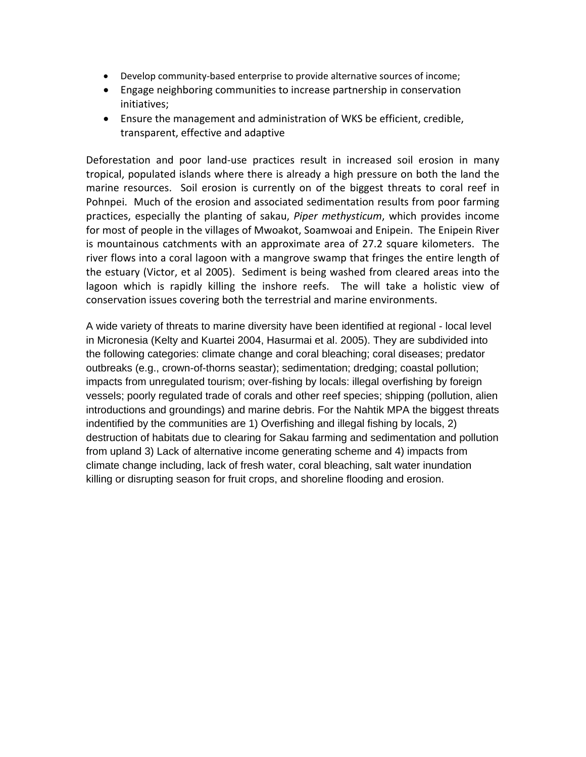- Develop community-based enterprise to provide alternative sources of income;
- Engage neighboring communities to increase partnership in conservation initiatives;
- Ensure the management and administration of WKS be efficient, credible, transparent, effective and adaptive

Deforestation and poor land-use practices result in increased soil erosion in many tropical, populated islands where there is already a high pressure on both the land the marine resources. Soil erosion is currently on of the biggest threats to coral reef in Pohnpei. Much of the erosion and associated sedimentation results from poor farming practices, especially the planting of sakau, *Piper methysticum*, which provides income for most of people in the villages of Mwoakot, Soamwoai and Enipein. The Enipein River is mountainous catchments with an approximate area of 27.2 square kilometers. The river flows into a coral lagoon with a mangrove swamp that fringes the entire length of the estuary (Victor, et al 2005). Sediment is being washed from cleared areas into the lagoon which is rapidly killing the inshore reefs. The will take a holistic view of conservation issues covering both the terrestrial and marine environments.

A wide variety of threats to marine diversity have been identified at regional - local level in Micronesia (Kelty and Kuartei 2004, Hasurmai et al. 2005). They are subdivided into the following categories: climate change and coral bleaching; coral diseases; predator outbreaks (e.g., crown-of-thorns seastar); sedimentation; dredging; coastal pollution; impacts from unregulated tourism; over-fishing by locals: illegal overfishing by foreign vessels; poorly regulated trade of corals and other reef species; shipping (pollution, alien introductions and groundings) and marine debris. For the Nahtik MPA the biggest threats indentified by the communities are 1) Overfishing and illegal fishing by locals, 2) destruction of habitats due to clearing for Sakau farming and sedimentation and pollution from upland 3) Lack of alternative income generating scheme and 4) impacts from climate change including, lack of fresh water, coral bleaching, salt water inundation killing or disrupting season for fruit crops, and shoreline flooding and erosion.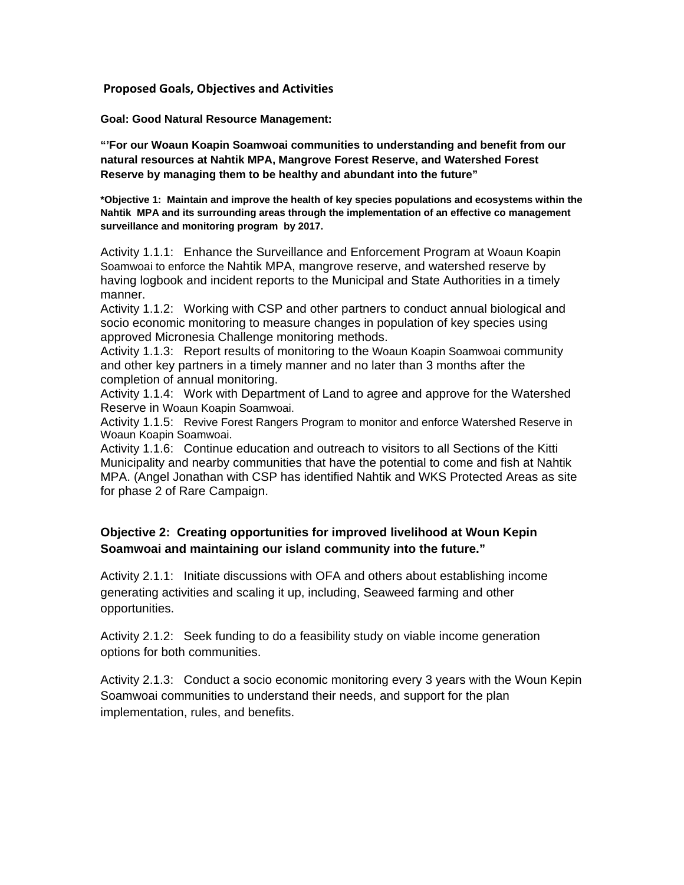## Proposed Goals, Objectives and Activities

**Goal: Good Natural Resource Management:**

**"'For our Woaun Koapin Soamwoai communities to understanding and benefit from our natural resources at Nahtik MPA, Mangrove Forest Reserve, and Watershed Forest Reserve by managing them to be healthy and abundant into the future"**

***Objective 1: Maintain and improve the health of key species populations and ecosystems within the Nahtik MPA and its surrounding areas through the implementation of an effective co management surveillance and monitoring program by 2017.**

Activity 1.1.1: Enhance the Surveillance and Enforcement Program at Woaun Koapin Soamwoai to enforce the Nahtik MPA, mangrove reserve, and watershed reserve by having logbook and incident reports to the Municipal and State Authorities in a timely manner.

Activity 1.1.2: Working with CSP and other partners to conduct annual biological and socio economic monitoring to measure changes in population of key species using approved Micronesia Challenge monitoring methods.

Activity 1.1.3: Report results of monitoring to the Woaun Koapin Soamwoai community and other key partners in a timely manner and no later than 3 months after the completion of annual monitoring.

Activity 1.1.4: Work with Department of Land to agree and approve for the Watershed Reserve in Woaun Koapin Soamwoai.

Activity 1.1.5: Revive Forest Rangers Program to monitor and enforce Watershed Reserve in Woaun Koapin Soamwoai.

Activity 1.1.6: Continue education and outreach to visitors to all Sections of the Kitti Municipality and nearby communities that have the potential to come and fish at Nahtik MPA. (Angel Jonathan with CSP has identified Nahtik and WKS Protected Areas as site for phase 2 of Rare Campaign.

**Objective 2: Creating opportunities for improved livelihood at Woun Kepin Soamwoai and maintaining our island community into the future."**

Activity 2.1.1: Initiate discussions with OFA and others about establishing income generating activities and scaling it up, including, Seaweed farming and other opportunities.

Activity 2.1.2: Seek funding to do a feasibility study on viable income generation options for both communities.

Activity 2.1.3: Conduct a socio economic monitoring every 3 years with the Woun Kepin Soamwoai communities to understand their needs, and support for the plan implementation, rules, and benefits.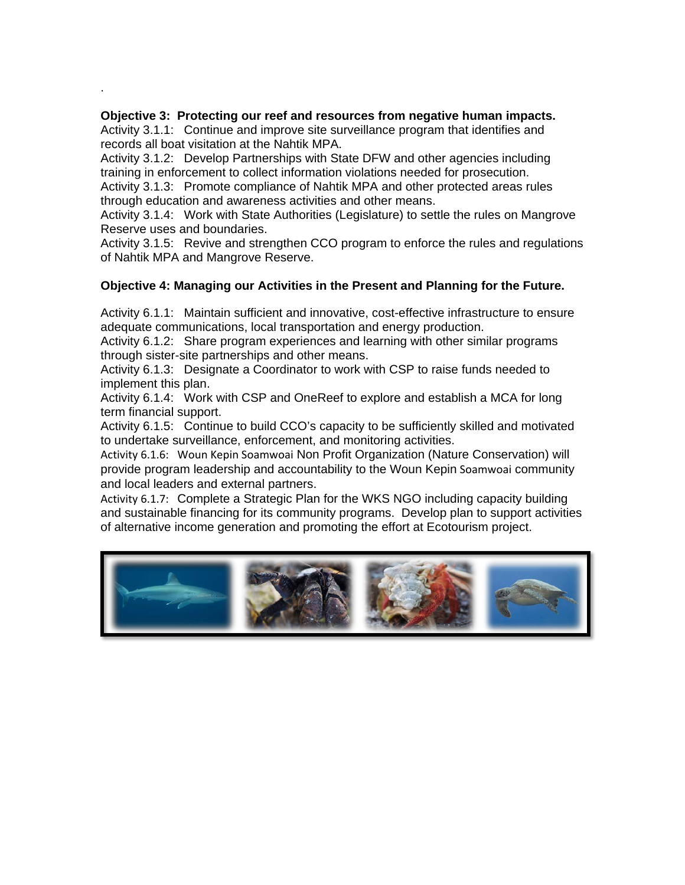.

**Objective 3: Protecting our reef and resources from negative human impacts.**

Activity 3.1.1: Continue and improve site surveillance program that identifies and records all boat visitation at the Nahtik MPA.

Activity 3.1.2: Develop Partnerships with State DFW and other agencies including training in enforcement to collect information violations needed for prosecution.

Activity 3.1.3: Promote compliance of Nahtik MPA and other protected areas rules through education and awareness activities and other means.

Activity 3.1.4: Work with State Authorities (Legislature) to settle the rules on Mangrove Reserve uses and boundaries.

Activity 3.1.5: Revive and strengthen CCO program to enforce the rules and regulations of Nahtik MPA and Mangrove Reserve.

**Objective 4: Managing our Activities in the Present and Planning for the Future.**

Activity 6.1.1: Maintain sufficient and innovative, cost-effective infrastructure to ensure adequate communications, local transportation and energy production.

Activity 6.1.2: Share program experiences and learning with other similar programs through sister-site partnerships and other means.

Activity 6.1.3: Designate a Coordinator to work with CSP to raise funds needed to implement this plan.

Activity 6.1.4: Work with CSP and OneReef to explore and establish a MCA for long term financial support.

Activity 6.1.5: Continue to build CCO's capacity to be sufficiently skilled and motivated to undertake surveillance, enforcement, and monitoring activities.

Activity 6.1.6: Woun Kepin Soamwoai Non Profit Organization (Nature Conservation) will provide program leadership and accountability to the Woun Kepin Soamwoai community and local leaders and external partners.

Activity 6.1.7: Complete a Strategic Plan for the WKS NGO including capacity building and sustainable financing for its community programs. Develop plan to support activities of alternative income generation and promoting the effort at Ecotourism project.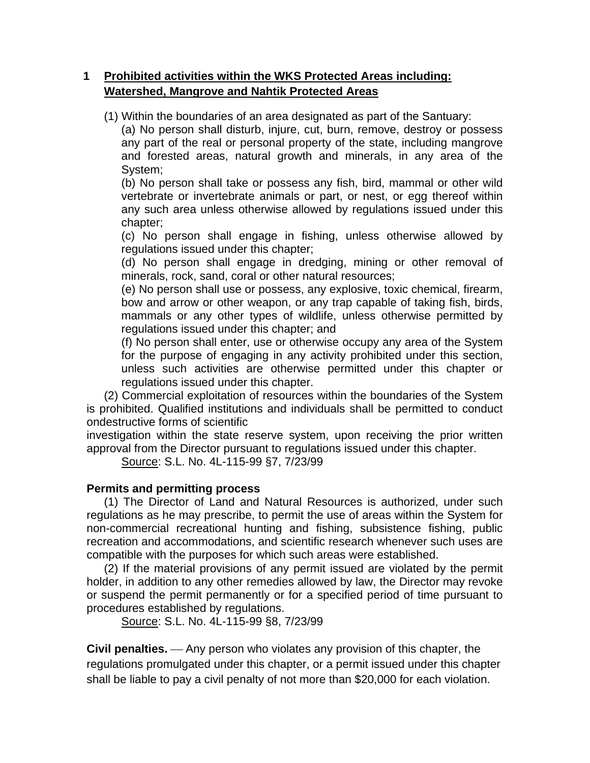## 1 Prohibited activities within the WKS Protected Areas including: Watershed, Mangrove and Nahtik Protected Areas

(1) Within the boundaries of an area designated as part of the Santuary:

(a) No person shall disturb, injure, cut, burn, remove, destroy or possess any part of the real or personal property of the state, including mangrove and forested areas, natural growth and minerals, in any area of the System;

(b) No person shall take or possess any fish, bird, mammal or other wild vertebrate or invertebrate animals or part, or nest, or egg thereof within any such area unless otherwise allowed by regulations issued under this chapter;

(c) No person shall engage in fishing, unless otherwise allowed by regulations issued under this chapter;

(d) No person shall engage in dredging, mining or other removal of minerals, rock, sand, coral or other natural resources;

(e) No person shall use or possess, any explosive, toxic chemical, firearm, bow and arrow or other weapon, or any trap capable of taking fish, birds, mammals or any other types of wildlife, unless otherwise permitted by regulations issued under this chapter; and

(f) No person shall enter, use or otherwise occupy any area of the System for the purpose of engaging in any activity prohibited under this section, unless such activities are otherwise permitted under this chapter or regulations issued under this chapter.

(2) Commercial exploitation of resources within the boundaries of the System is prohibited. Qualified institutions and individuals shall be permitted to conduct ondestructive forms of scientific investigation within the state reserve system, upon receiving the prior written approval from the Director pursuant to regulations issued under this chapter.

Source: S.L. No. 4L-115-99 §7, 7/23/99

**Permits and permitting process**

(1) The Director of Land and Natural Resources is authorized, under such regulations as he may prescribe, to permit the use of areas within the System for non-commercial recreational hunting and fishing, subsistence fishing, public recreation and accommodations, and scientific research whenever such uses are compatible with the purposes for which such areas were established.

(2) If the material provisions of any permit issued are violated by the permit holder, in addition to any other remedies allowed by law, the Director may revoke or suspend the permit permanently or for a specified period of time pursuant to procedures established by regulations.

Source: S.L. No. 4L-115-99 §8, 7/23/99

**Civil penalties.** — Any person who violates any provision of this chapter, the regulations promulgated under this chapter, or a permit issued under this chapter shall be liable to pay a civil penalty of not more than $20,000 for each violation.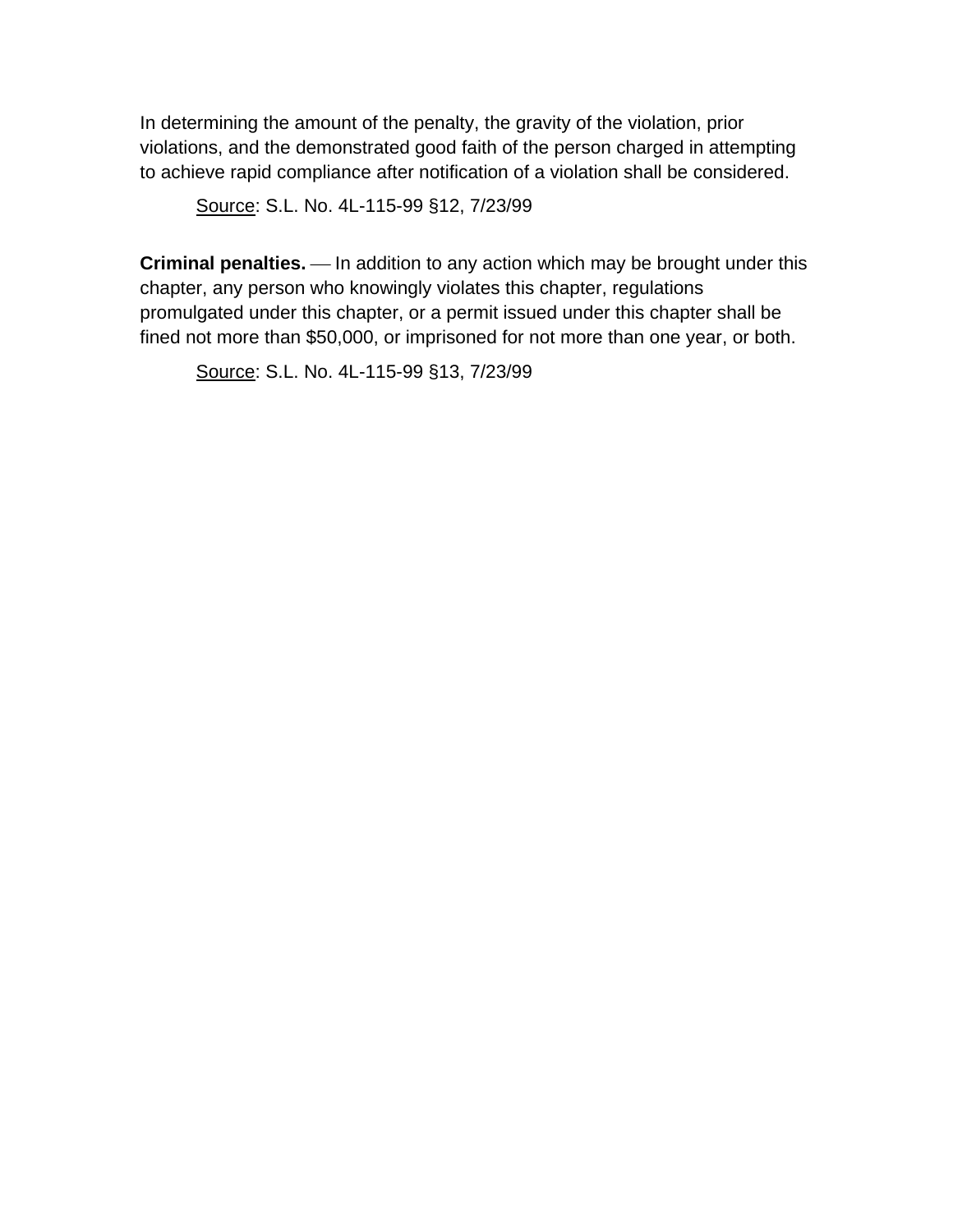In determining the amount of the penalty, the gravity of the violation, prior violations, and the demonstrated good faith of the person charged in attempting to achieve rapid compliance after notification of a violation shall be considered.

Source: S.L. No. 4L-115-99 §12, 7/23/99

**Criminal penalties.** — In addition to any action which may be brought under this chapter, any person who knowingly violates this chapter, regulations promulgated under this chapter, or a permit issued under this chapter shall be fined not more than $50,000, or imprisoned for not more than one year, or both.

Source: S.L. No. 4L-115-99 §13, 7/23/99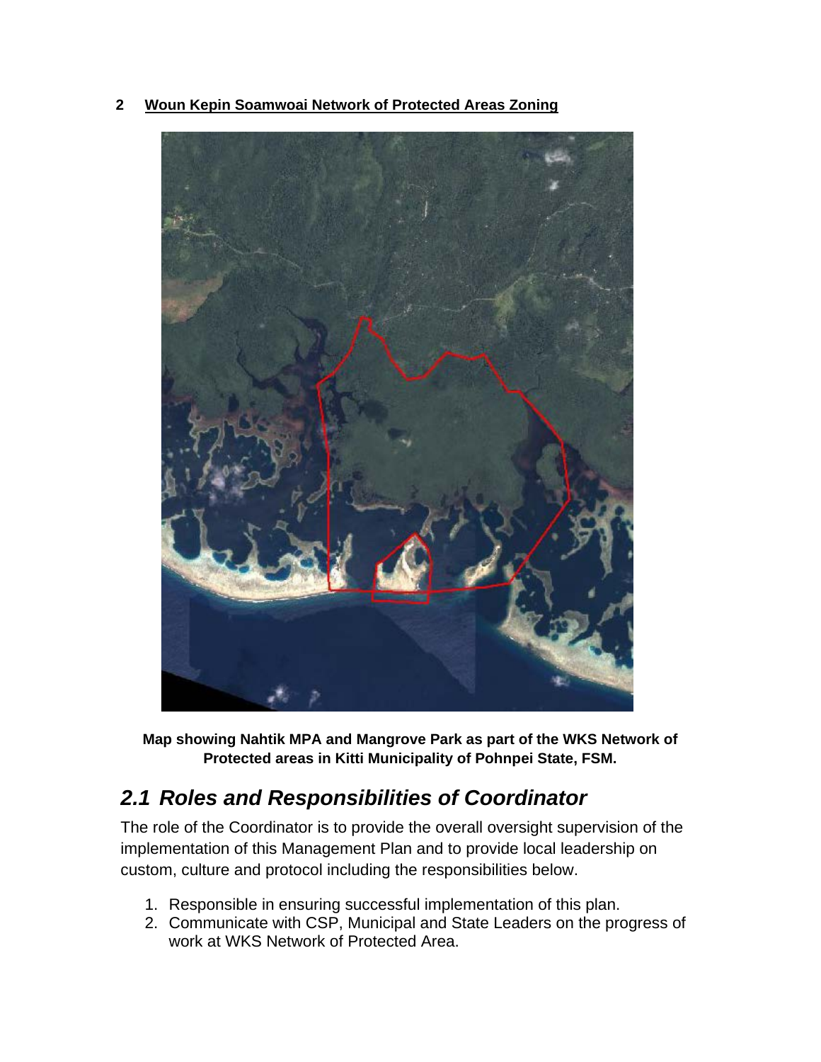## 2 Woun Kepin Soamwoai Network of Protected Areas Zoning

**Map showing Nahtik MPA and Mangrove Park as part of the WKS Network of Protected areas in Kitti Municipality of Pohnpei State, FSM.**

### *2.1 Roles and Responsibilities of Coordinator*

The role of the Coordinator is to provide the overall oversight supervision of the implementation of this Management Plan and to provide local leadership on custom, culture and protocol including the responsibilities below.

1. Responsible in ensuring successful implementation of this plan.
2. Communicate with CSP, Municipal and State Leaders on the progress of work at WKS Network of Protected Area.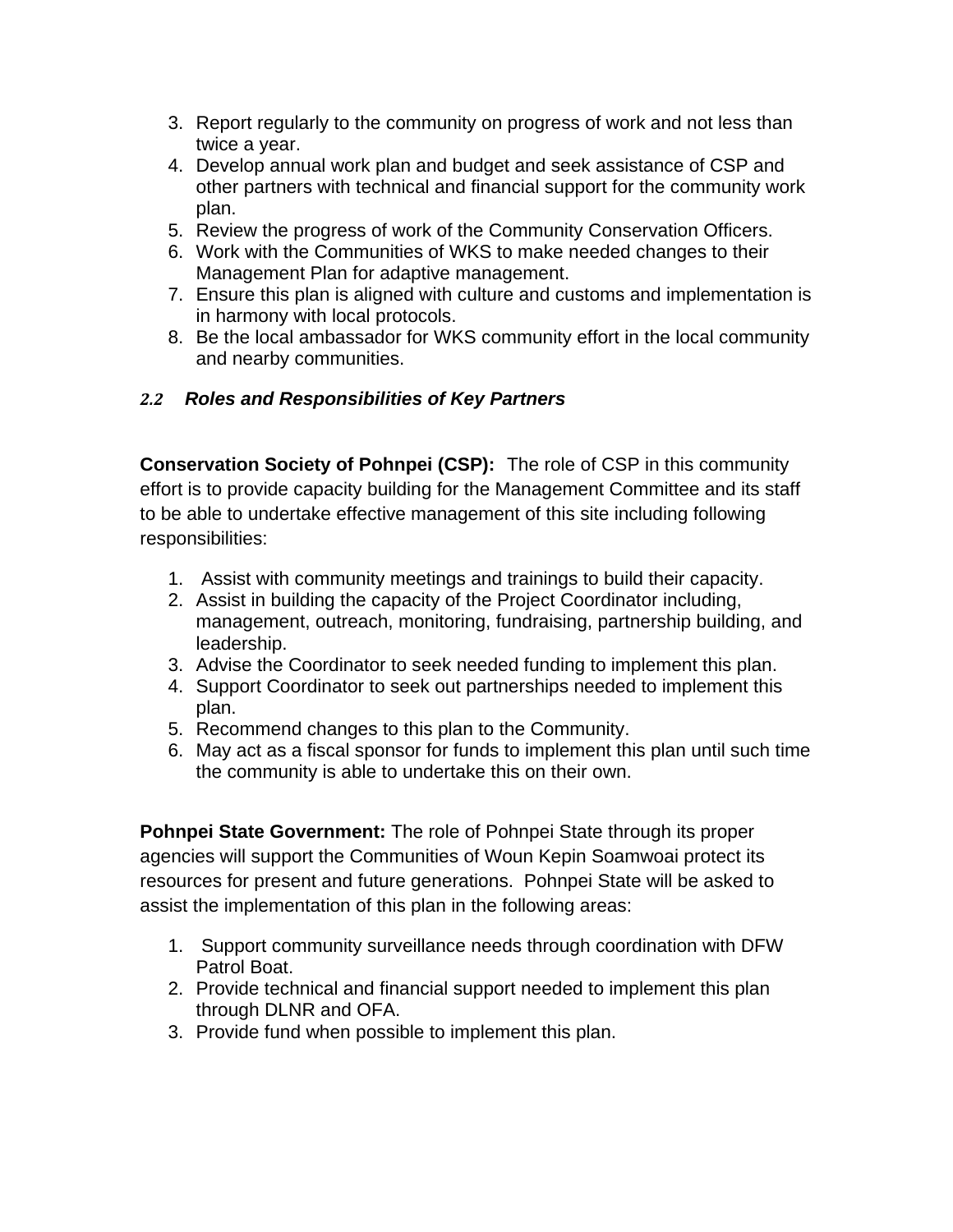3. Report regularly to the community on progress of work and not less than twice a year.
4. Develop annual work plan and budget and seek assistance of CSP and other partners with technical and financial support for the community work plan.
5. Review the progress of work of the Community Conservation Officers.
6. Work with the Communities of WKS to make needed changes to their Management Plan for adaptive management.
7. Ensure this plan is aligned with culture and customs and implementation is in harmony with local protocols.
8. Be the local ambassador for WKS community effort in the local community and nearby communities.

### *2.2 Roles and Responsibilities of Key Partners*

**Conservation Society of Pohnpei (CSP):** The role of CSP in this community effort is to provide capacity building for the Management Committee and its staff to be able to undertake effective management of this site including following responsibilities:

1. Assist with community meetings and trainings to build their capacity.
2. Assist in building the capacity of the Project Coordinator including, management, outreach, monitoring, fundraising, partnership building, and leadership.
3. Advise the Coordinator to seek needed funding to implement this plan.
4. Support Coordinator to seek out partnerships needed to implement this plan.
5. Recommend changes to this plan to the Community.
6. May act as a fiscal sponsor for funds to implement this plan until such time the community is able to undertake this on their own.

**Pohnpei State Government:** The role of Pohnpei State through its proper agencies will support the Communities of Woun Kepin Soamwoai protect its resources for present and future generations. Pohnpei State will be asked to assist the implementation of this plan in the following areas:

1. Support community surveillance needs through coordination with DFW Patrol Boat.
2. Provide technical and financial support needed to implement this plan through DLNR and OFA.
3. Provide fund when possible to implement this plan.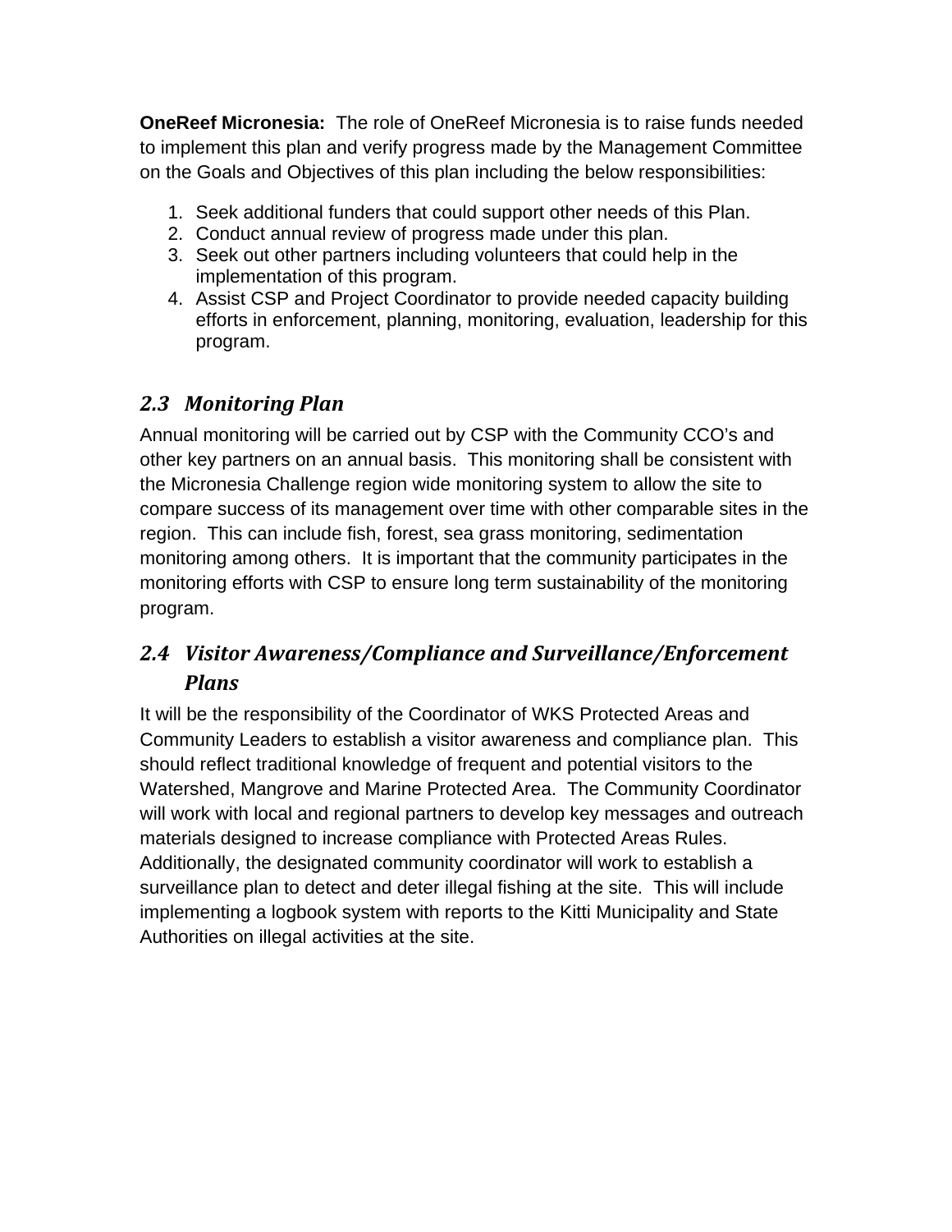**OneReef Micronesia:** The role of OneReef Micronesia is to raise funds needed to implement this plan and verify progress made by the Management Committee on the Goals and Objectives of this plan including the below responsibilities:

1. Seek additional funders that could support other needs of this Plan.
2. Conduct annual review of progress made under this plan.
3. Seek out other partners including volunteers that could help in the implementation of this program.
4. Assist CSP and Project Coordinator to provide needed capacity building efforts in enforcement, planning, monitoring, evaluation, leadership for this program.

### *2.3 Monitoring Plan*

Annual monitoring will be carried out by CSP with the Community CCO's and other key partners on an annual basis. This monitoring shall be consistent with the Micronesia Challenge region wide monitoring system to allow the site to compare success of its management over time with other comparable sites in the region. This can include fish, forest, sea grass monitoring, sedimentation monitoring among others. It is important that the community participates in the monitoring efforts with CSP to ensure long term sustainability of the monitoring program.

### *2.4 Visitor Awareness/Compliance and Surveillance/Enforcement Plans*

It will be the responsibility of the Coordinator of WKS Protected Areas and Community Leaders to establish a visitor awareness and compliance plan. This should reflect traditional knowledge of frequent and potential visitors to the Watershed, Mangrove and Marine Protected Area. The Community Coordinator will work with local and regional partners to develop key messages and outreach materials designed to increase compliance with Protected Areas Rules. Additionally, the designated community coordinator will work to establish a surveillance plan to detect and deter illegal fishing at the site. This will include implementing a logbook system with reports to the Kitti Municipality and State Authorities on illegal activities at the site.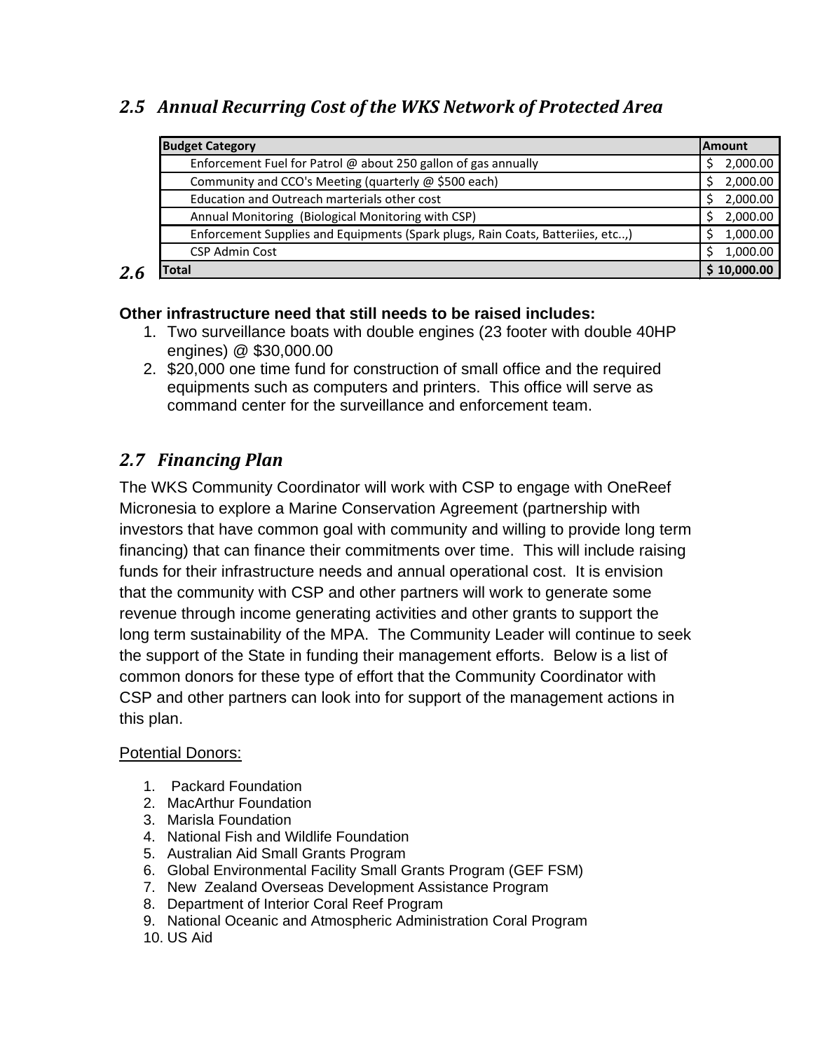## *2.5 Annual Recurring Cost of the WKS Network of Protected Area*

| Budget Category | Amount |
| --- | --- |
| Enforcement Fuel for Patrol @ about 250 gallon of gas annually | $ 2,000.00 |
| Community and CCO's Meeting (quarterly @ $500 each) | $ 2,000.00 |
| Education and Outreach marterials other cost | $ 2,000.00 |
| Annual Monitoring (Biological Monitoring with CSP) | $ 2,000.00 |
| Enforcement Supplies and Equipments (Spark plugs, Rain Coats, Batteriies, etc..,) | $ 1,000.00 |
| CSP Admin Cost | $ 1,000.00 |
| **Total** | **$ 10,000.00** |

## *2.6*

**Other infrastructure need that still needs to be raised includes:**

1. Two surveillance boats with double engines (23 footer with double 40HP engines) @ $30,000.00
2. $20,000 one time fund for construction of small office and the required equipments such as computers and printers. This office will serve as command center for the surveillance and enforcement team.

## *2.7 Financing Plan*

The WKS Community Coordinator will work with CSP to engage with OneReef Micronesia to explore a Marine Conservation Agreement (partnership with investors that have common goal with community and willing to provide long term financing) that can finance their commitments over time. This will include raising funds for their infrastructure needs and annual operational cost. It is envision that the community with CSP and other partners will work to generate some revenue through income generating activities and other grants to support the long term sustainability of the MPA. The Community Leader will continue to seek the support of the State in funding their management efforts. Below is a list of common donors for these type of effort that the Community Coordinator with CSP and other partners can look into for support of the management actions in this plan.

<u>Potential Donors:</u>

1. Packard Foundation
2. MacArthur Foundation
3. Marisla Foundation
4. National Fish and Wildlife Foundation
5. Australian Aid Small Grants Program
6. Global Environmental Facility Small Grants Program (GEF FSM)
7. New Zealand Overseas Development Assistance Program
8. Department of Interior Coral Reef Program
9. National Oceanic and Atmospheric Administration Coral Program
10. US Aid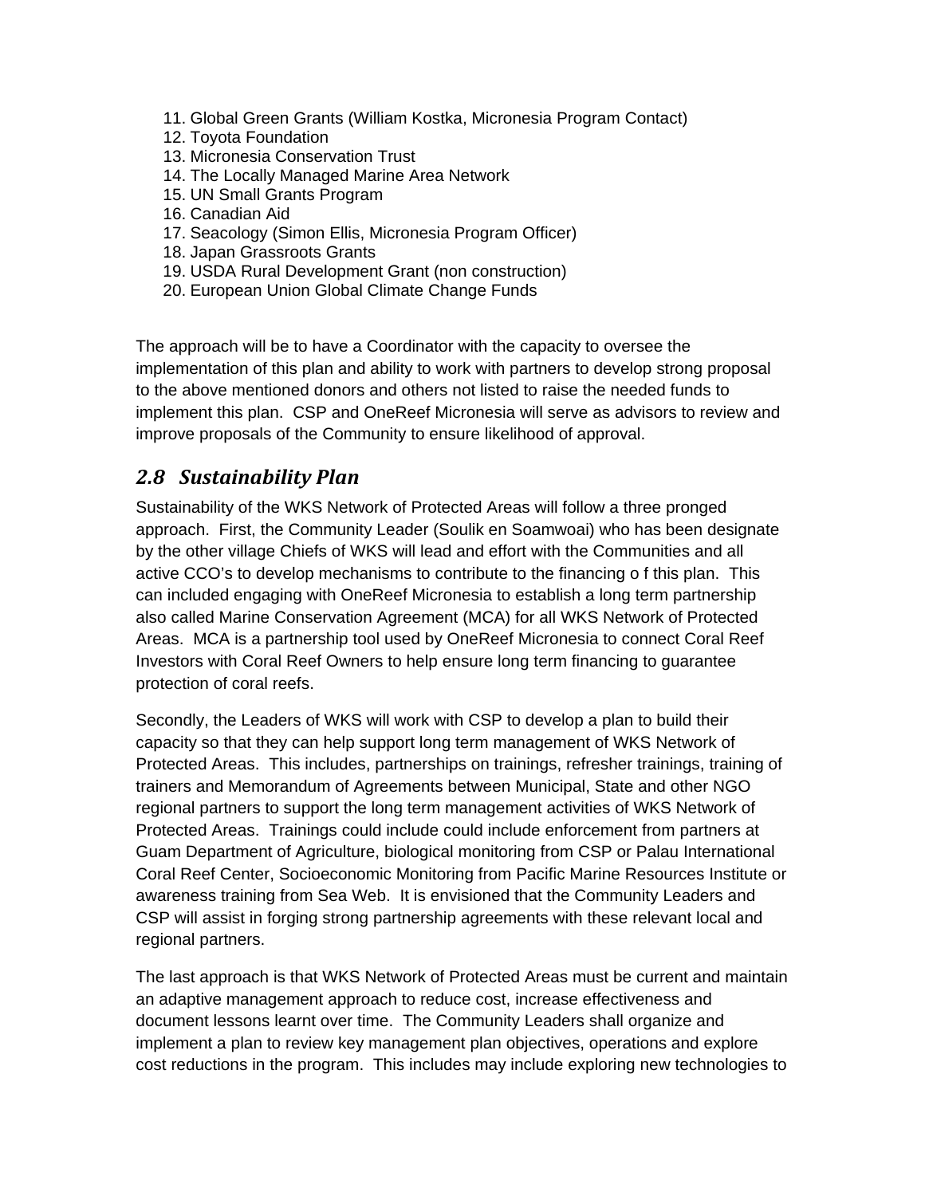11. Global Green Grants (William Kostka, Micronesia Program Contact)
12. Toyota Foundation
13. Micronesia Conservation Trust
14. The Locally Managed Marine Area Network
15. UN Small Grants Program
16. Canadian Aid
17. Seacology (Simon Ellis, Micronesia Program Officer)
18. Japan Grassroots Grants
19. USDA Rural Development Grant (non construction)
20. European Union Global Climate Change Funds

The approach will be to have a Coordinator with the capacity to oversee the implementation of this plan and ability to work with partners to develop strong proposal to the above mentioned donors and others not listed to raise the needed funds to implement this plan. CSP and OneReef Micronesia will serve as advisors to review and improve proposals of the Community to ensure likelihood of approval.

## *2.8 Sustainability Plan*

Sustainability of the WKS Network of Protected Areas will follow a three pronged approach. First, the Community Leader (Soulik en Soamwoai) who has been designate by the other village Chiefs of WKS will lead and effort with the Communities and all active CCO's to develop mechanisms to contribute to the financing o f this plan. This can included engaging with OneReef Micronesia to establish a long term partnership also called Marine Conservation Agreement (MCA) for all WKS Network of Protected Areas. MCA is a partnership tool used by OneReef Micronesia to connect Coral Reef Investors with Coral Reef Owners to help ensure long term financing to guarantee protection of coral reefs.

Secondly, the Leaders of WKS will work with CSP to develop a plan to build their capacity so that they can help support long term management of WKS Network of Protected Areas. This includes, partnerships on trainings, refresher trainings, training of trainers and Memorandum of Agreements between Municipal, State and other NGO regional partners to support the long term management activities of WKS Network of Protected Areas. Trainings could include could include enforcement from partners at Guam Department of Agriculture, biological monitoring from CSP or Palau International Coral Reef Center, Socioeconomic Monitoring from Pacific Marine Resources Institute or awareness training from Sea Web. It is envisioned that the Community Leaders and CSP will assist in forging strong partnership agreements with these relevant local and regional partners.

The last approach is that WKS Network of Protected Areas must be current and maintain an adaptive management approach to reduce cost, increase effectiveness and document lessons learnt over time. The Community Leaders shall organize and implement a plan to review key management plan objectives, operations and explore cost reductions in the program. This includes may include exploring new technologies to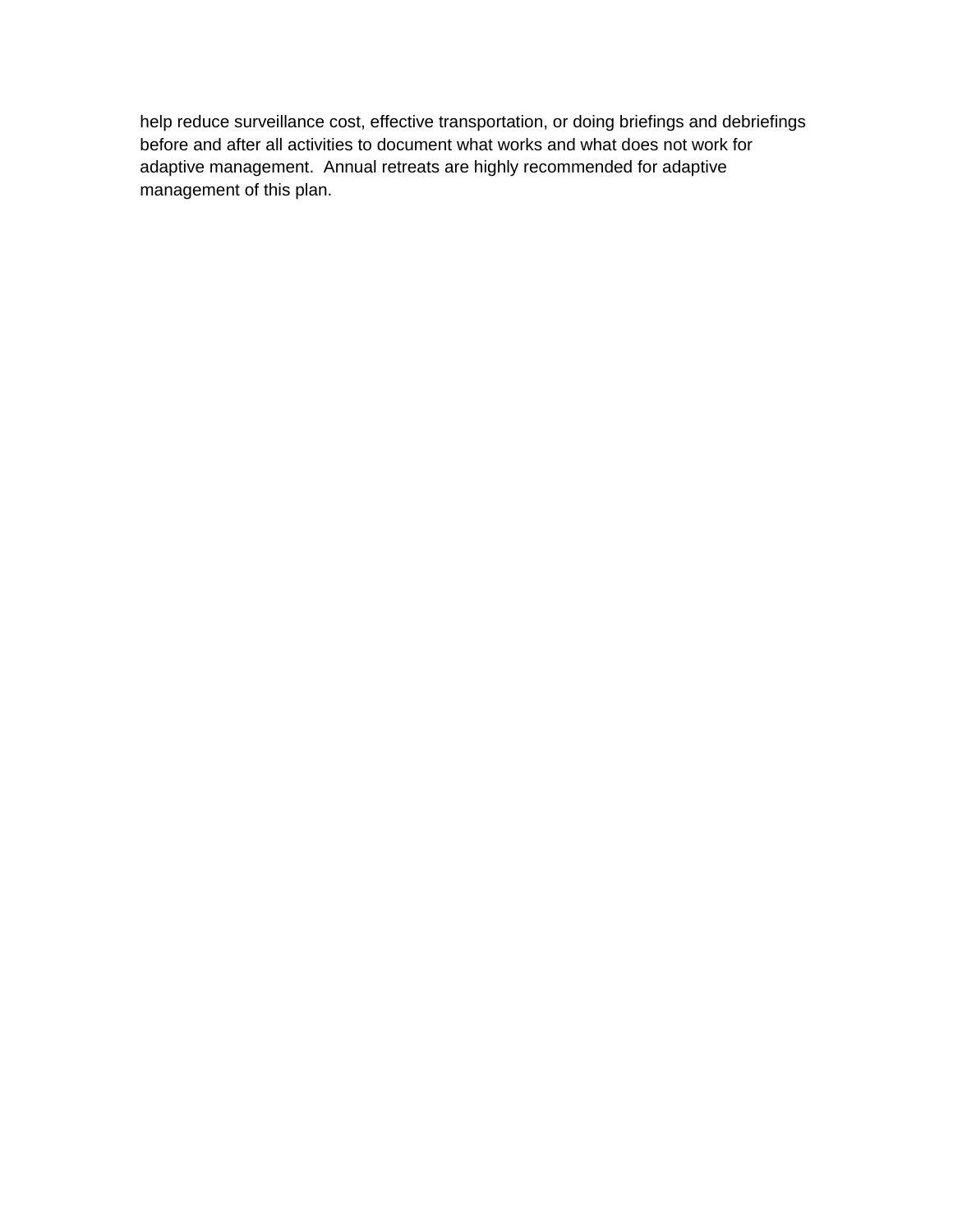help reduce surveillance cost, effective transportation, or doing briefings and debriefings before and after all activities to document what works and what does not work for adaptive management. Annual retreats are highly recommended for adaptive management of this plan.